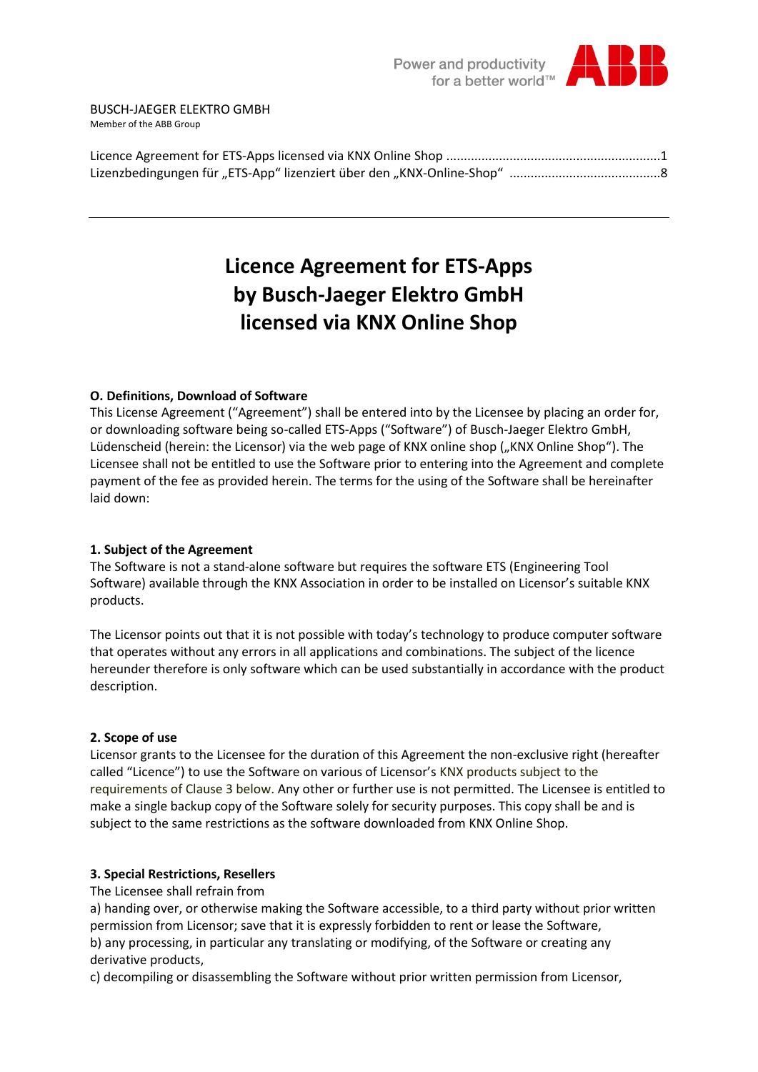BUSCH-JAEGER ELEKTRO GMBH
Member of the ABB Group

Licence Agreement for ETS-Apps licensed via KNX Online Shop ............................................................1
Lizenzbedingungen für „ETS-App" lizenziert über den „KNX-Online-Shop" ..........................................8

---

# Licence Agreement for ETS-Apps by Busch-Jaeger Elektro GmbH licensed via KNX Online Shop

### O. Definitions, Download of Software

This License Agreement ("Agreement") shall be entered into by the Licensee by placing an order for, or downloading software being so-called ETS-Apps ("Software") of Busch-Jaeger Elektro GmbH, Lüdenscheid (herein: the Licensor) via the web page of KNX online shop („KNX Online Shop"). The Licensee shall not be entitled to use the Software prior to entering into the Agreement and complete payment of the fee as provided herein. The terms for the using of the Software shall be hereinafter laid down:

### 1. Subject of the Agreement

The Software is not a stand-alone software but requires the software ETS (Engineering Tool Software) available through the KNX Association in order to be installed on Licensor's suitable KNX products.

The Licensor points out that it is not possible with today's technology to produce computer software that operates without any errors in all applications and combinations. The subject of the licence hereunder therefore is only software which can be used substantially in accordance with the product description.

### 2. Scope of use

Licensor grants to the Licensee for the duration of this Agreement the non-exclusive right (hereafter called "Licence") to use the Software on various of Licensor's KNX products subject to the requirements of Clause 3 below. Any other or further use is not permitted. The Licensee is entitled to make a single backup copy of the Software solely for security purposes. This copy shall be and is subject to the same restrictions as the software downloaded from KNX Online Shop.

### 3. Special Restrictions, Resellers

The Licensee shall refrain from

a) handing over, or otherwise making the Software accessible, to a third party without prior written permission from Licensor; save that it is expressly forbidden to rent or lease the Software,
b) any processing, in particular any translating or modifying, of the Software or creating any derivative products,
c) decompiling or disassembling the Software without prior written permission from Licensor,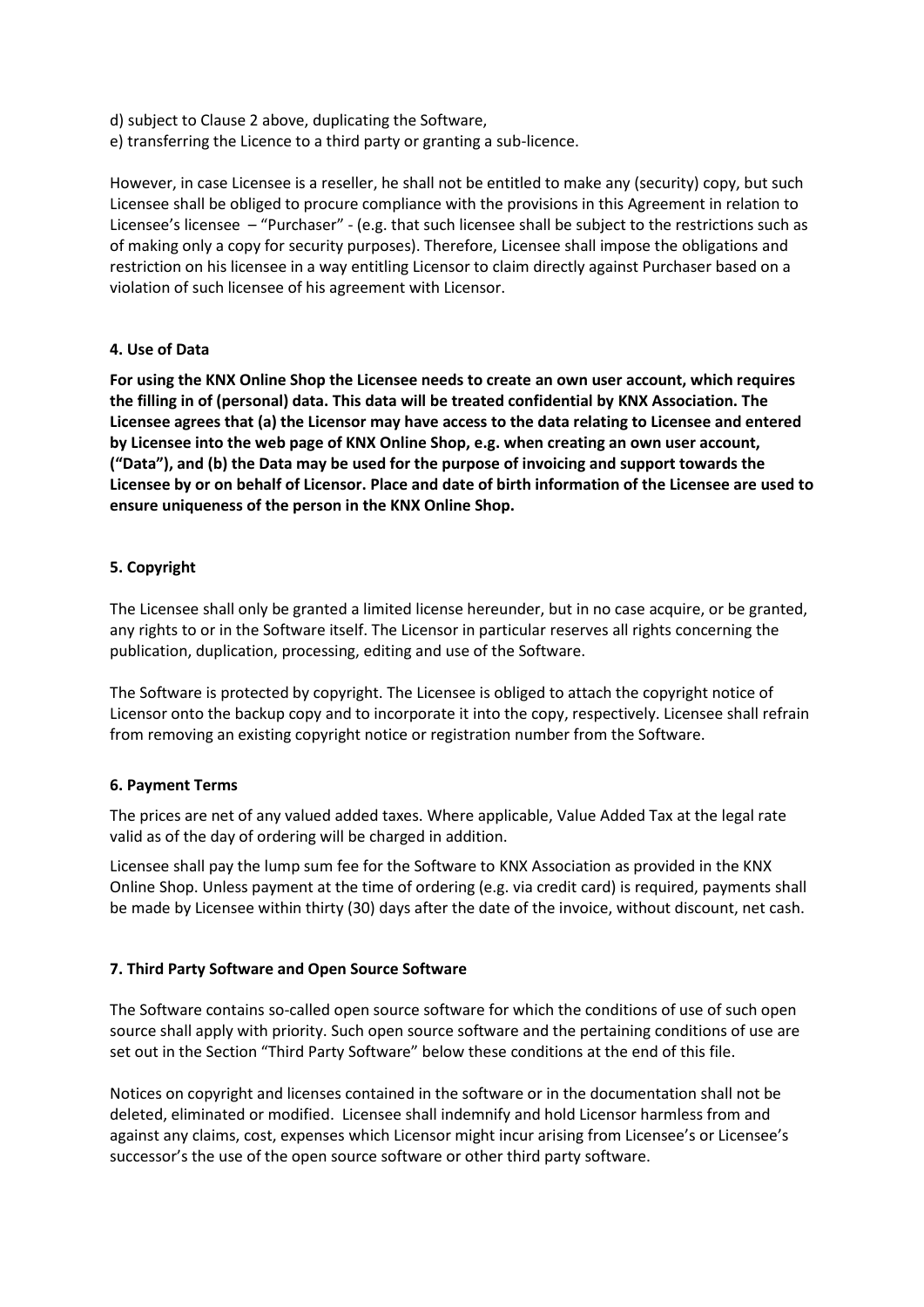d) subject to Clause 2 above, duplicating the Software,  
e) transferring the Licence to a third party or granting a sub-licence.

However, in case Licensee is a reseller, he shall not be entitled to make any (security) copy, but such Licensee shall be obliged to procure compliance with the provisions in this Agreement in relation to Licensee's licensee – "Purchaser" - (e.g. that such licensee shall be subject to the restrictions such as of making only a copy for security purposes). Therefore, Licensee shall impose the obligations and restriction on his licensee in a way entitling Licensor to claim directly against Purchaser based on a violation of such licensee of his agreement with Licensor.

#### 4. Use of Data

**For using the KNX Online Shop the Licensee needs to create an own user account, which requires the filling in of (personal) data. This data will be treated confidential by KNX Association. The Licensee agrees that (a) the Licensor may have access to the data relating to Licensee and entered by Licensee into the web page of KNX Online Shop, e.g. when creating an own user account, ("Data"), and (b) the Data may be used for the purpose of invoicing and support towards the Licensee by or on behalf of Licensor. Place and date of birth information of the Licensee are used to ensure uniqueness of the person in the KNX Online Shop.**

#### 5. Copyright

The Licensee shall only be granted a limited license hereunder, but in no case acquire, or be granted, any rights to or in the Software itself. The Licensor in particular reserves all rights concerning the publication, duplication, processing, editing and use of the Software.

The Software is protected by copyright. The Licensee is obliged to attach the copyright notice of Licensor onto the backup copy and to incorporate it into the copy, respectively. Licensee shall refrain from removing an existing copyright notice or registration number from the Software.

#### 6. Payment Terms

The prices are net of any valued added taxes. Where applicable, Value Added Tax at the legal rate valid as of the day of ordering will be charged in addition.

Licensee shall pay the lump sum fee for the Software to KNX Association as provided in the KNX Online Shop. Unless payment at the time of ordering (e.g. via credit card) is required, payments shall be made by Licensee within thirty (30) days after the date of the invoice, without discount, net cash.

#### 7. Third Party Software and Open Source Software

The Software contains so-called open source software for which the conditions of use of such open source shall apply with priority. Such open source software and the pertaining conditions of use are set out in the Section "Third Party Software" below these conditions at the end of this file.

Notices on copyright and licenses contained in the software or in the documentation shall not be deleted, eliminated or modified. Licensee shall indemnify and hold Licensor harmless from and against any claims, cost, expenses which Licensor might incur arising from Licensee's or Licensee's successor's the use of the open source software or other third party software.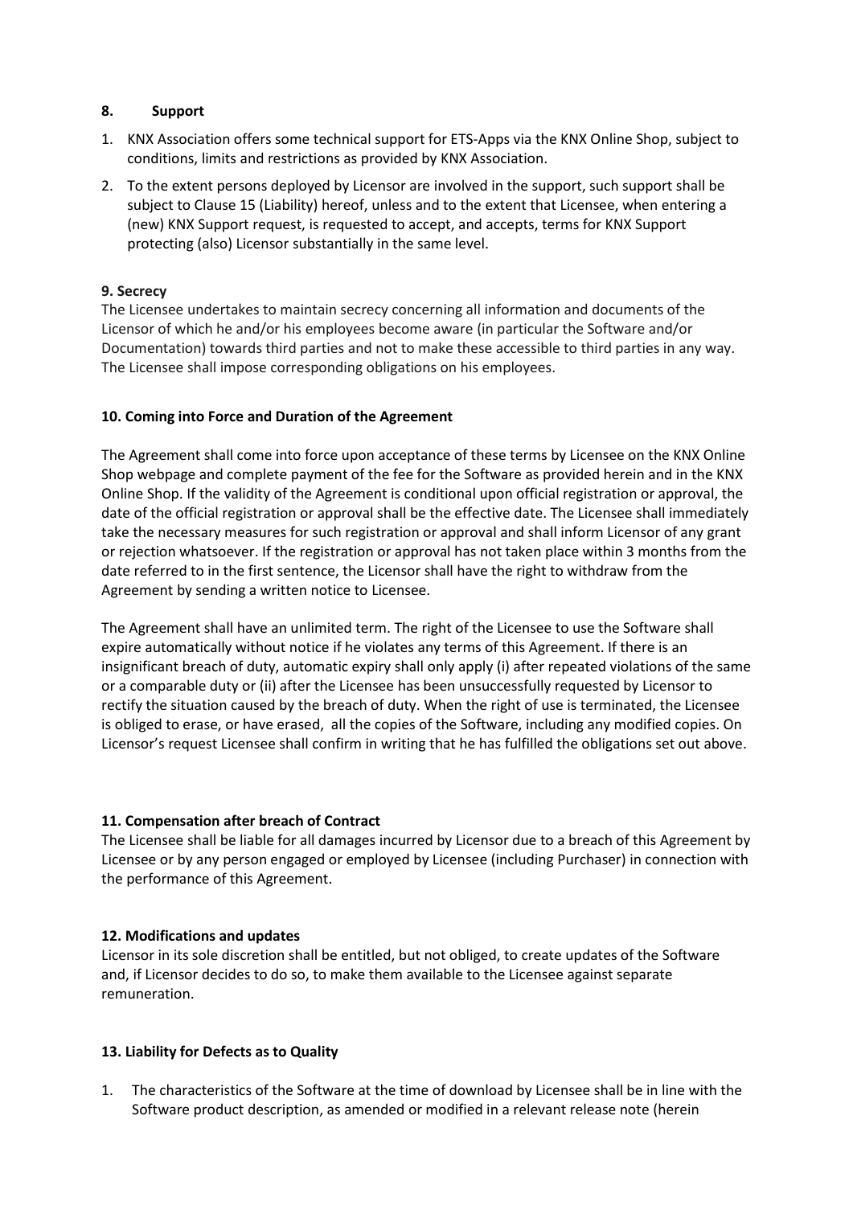## 8. Support

1. KNX Association offers some technical support for ETS-Apps via the KNX Online Shop, subject to conditions, limits and restrictions as provided by KNX Association.
2. To the extent persons deployed by Licensor are involved in the support, such support shall be subject to Clause 15 (Liability) hereof, unless and to the extent that Licensee, when entering a (new) KNX Support request, is requested to accept, and accepts, terms for KNX Support protecting (also) Licensor substantially in the same level.

## 9. Secrecy

The Licensee undertakes to maintain secrecy concerning all information and documents of the Licensor of which he and/or his employees become aware (in particular the Software and/or Documentation) towards third parties and not to make these accessible to third parties in any way. The Licensee shall impose corresponding obligations on his employees.

## 10. Coming into Force and Duration of the Agreement

The Agreement shall come into force upon acceptance of these terms by Licensee on the KNX Online Shop webpage and complete payment of the fee for the Software as provided herein and in the KNX Online Shop. If the validity of the Agreement is conditional upon official registration or approval, the date of the official registration or approval shall be the effective date. The Licensee shall immediately take the necessary measures for such registration or approval and shall inform Licensor of any grant or rejection whatsoever. If the registration or approval has not taken place within 3 months from the date referred to in the first sentence, the Licensor shall have the right to withdraw from the Agreement by sending a written notice to Licensee.

The Agreement shall have an unlimited term. The right of the Licensee to use the Software shall expire automatically without notice if he violates any terms of this Agreement. If there is an insignificant breach of duty, automatic expiry shall only apply (i) after repeated violations of the same or a comparable duty or (ii) after the Licensee has been unsuccessfully requested by Licensor to rectify the situation caused by the breach of duty. When the right of use is terminated, the Licensee is obliged to erase, or have erased, all the copies of the Software, including any modified copies. On Licensor's request Licensee shall confirm in writing that he has fulfilled the obligations set out above.

## 11. Compensation after breach of Contract

The Licensee shall be liable for all damages incurred by Licensor due to a breach of this Agreement by Licensee or by any person engaged or employed by Licensee (including Purchaser) in connection with the performance of this Agreement.

## 12. Modifications and updates

Licensor in its sole discretion shall be entitled, but not obliged, to create updates of the Software and, if Licensor decides to do so, to make them available to the Licensee against separate remuneration.

## 13. Liability for Defects as to Quality

1. The characteristics of the Software at the time of download by Licensee shall be in line with the Software product description, as amended or modified in a relevant release note (herein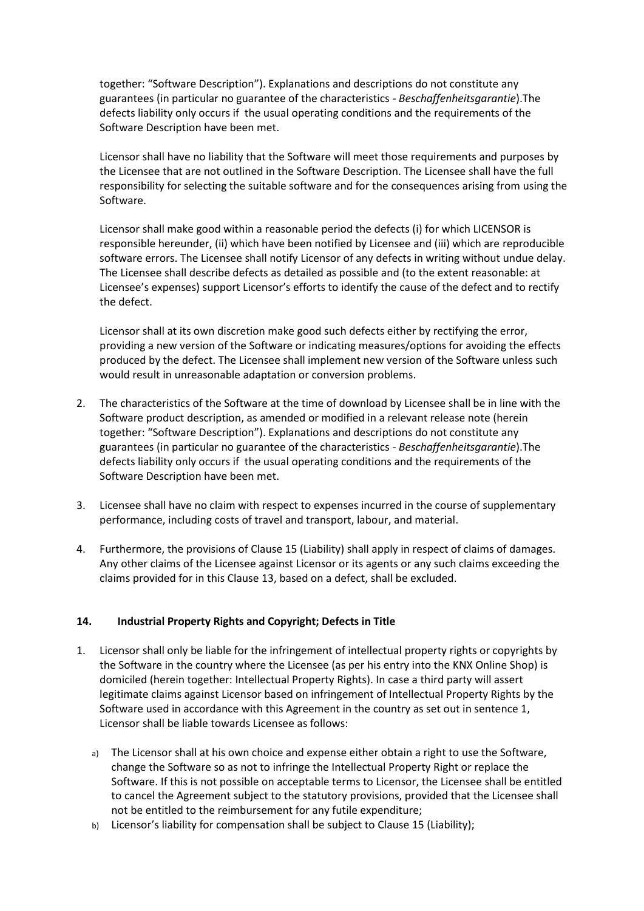together: “Software Description”). Explanations and descriptions do not constitute any guarantees (in particular no guarantee of the characteristics - *Beschaffenheitsgarantie*).The defects liability only occurs if the usual operating conditions and the requirements of the Software Description have been met.

Licensor shall have no liability that the Software will meet those requirements and purposes by the Licensee that are not outlined in the Software Description. The Licensee shall have the full responsibility for selecting the suitable software and for the consequences arising from using the Software.

Licensor shall make good within a reasonable period the defects (i) for which LICENSOR is responsible hereunder, (ii) which have been notified by Licensee and (iii) which are reproducible software errors. The Licensee shall notify Licensor of any defects in writing without undue delay. The Licensee shall describe defects as detailed as possible and (to the extent reasonable: at Licensee’s expenses) support Licensor’s efforts to identify the cause of the defect and to rectify the defect.

Licensor shall at its own discretion make good such defects either by rectifying the error, providing a new version of the Software or indicating measures/options for avoiding the effects produced by the defect. The Licensee shall implement new version of the Software unless such would result in unreasonable adaptation or conversion problems.

2. The characteristics of the Software at the time of download by Licensee shall be in line with the Software product description, as amended or modified in a relevant release note (herein together: “Software Description”). Explanations and descriptions do not constitute any guarantees (in particular no guarantee of the characteristics - *Beschaffenheitsgarantie*).The defects liability only occurs if the usual operating conditions and the requirements of the Software Description have been met.

3. Licensee shall have no claim with respect to expenses incurred in the course of supplementary performance, including costs of travel and transport, labour, and material.

4. Furthermore, the provisions of Clause 15 (Liability) shall apply in respect of claims of damages. Any other claims of the Licensee against Licensor or its agents or any such claims exceeding the claims provided for in this Clause 13, based on a defect, shall be excluded.

## 14. Industrial Property Rights and Copyright; Defects in Title

1. Licensor shall only be liable for the infringement of intellectual property rights or copyrights by the Software in the country where the Licensee (as per his entry into the KNX Online Shop) is domiciled (herein together: Intellectual Property Rights). In case a third party will assert legitimate claims against Licensor based on infringement of Intellectual Property Rights by the Software used in accordance with this Agreement in the country as set out in sentence 1, Licensor shall be liable towards Licensee as follows:

   a) The Licensor shall at his own choice and expense either obtain a right to use the Software, change the Software so as not to infringe the Intellectual Property Right or replace the Software. If this is not possible on acceptable terms to Licensor, the Licensee shall be entitled to cancel the Agreement subject to the statutory provisions, provided that the Licensee shall not be entitled to the reimbursement for any futile expenditure;

   b) Licensor’s liability for compensation shall be subject to Clause 15 (Liability);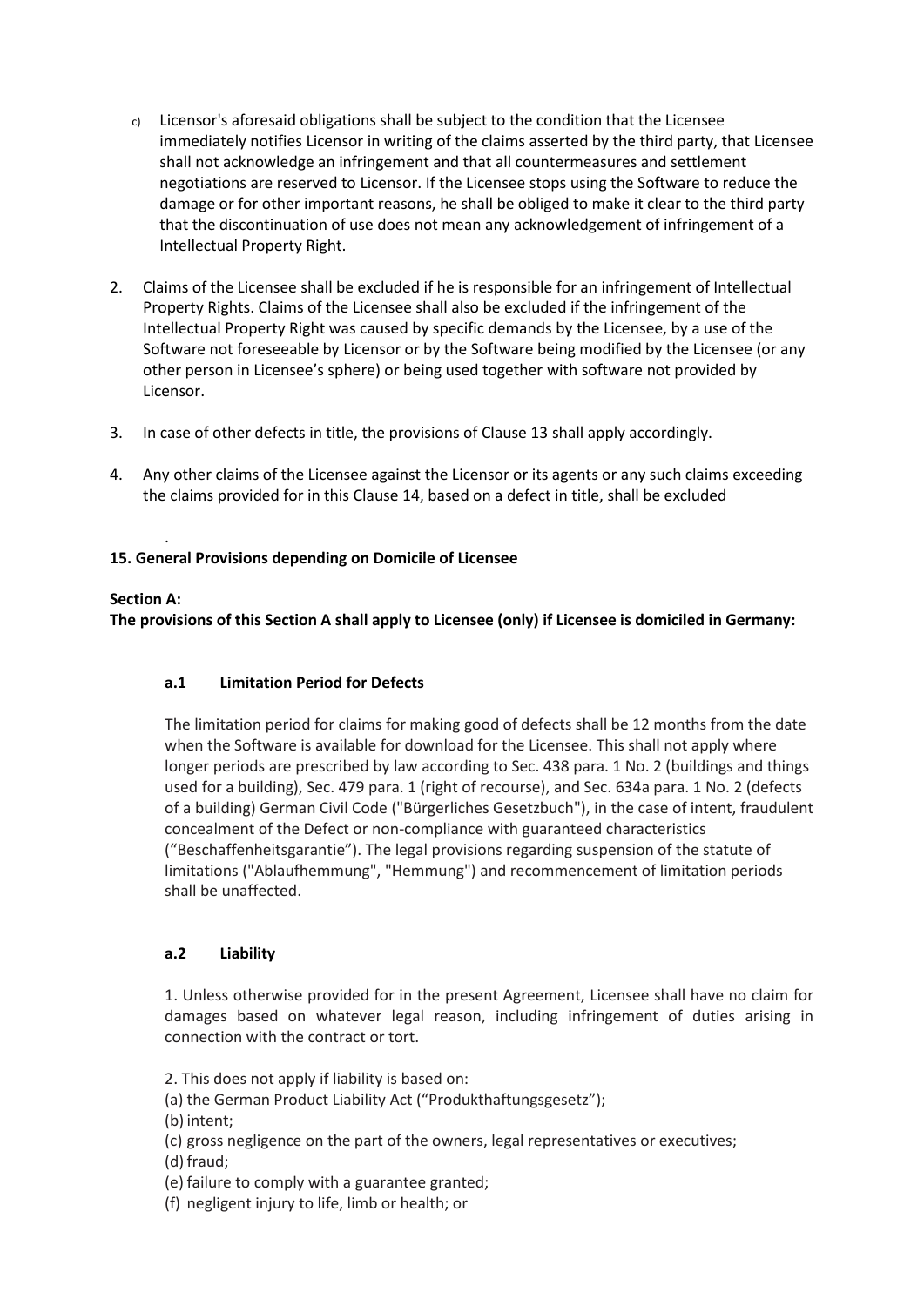c) Licensor's aforesaid obligations shall be subject to the condition that the Licensee immediately notifies Licensor in writing of the claims asserted by the third party, that Licensee shall not acknowledge an infringement and that all countermeasures and settlement negotiations are reserved to Licensor. If the Licensee stops using the Software to reduce the damage or for other important reasons, he shall be obliged to make it clear to the third party that the discontinuation of use does not mean any acknowledgement of infringement of a Intellectual Property Right.

2. Claims of the Licensee shall be excluded if he is responsible for an infringement of Intellectual Property Rights. Claims of the Licensee shall also be excluded if the infringement of the Intellectual Property Right was caused by specific demands by the Licensee, by a use of the Software not foreseeable by Licensor or by the Software being modified by the Licensee (or any other person in Licensee's sphere) or being used together with software not provided by Licensor.

3. In case of other defects in title, the provisions of Clause 13 shall apply accordingly.

4. Any other claims of the Licensee against the Licensor or its agents or any such claims exceeding the claims provided for in this Clause 14, based on a defect in title, shall be excluded

.

**15. General Provisions depending on Domicile of Licensee**

**Section A:**
**The provisions of this Section A shall apply to Licensee (only) if Licensee is domiciled in Germany:**

**a.1 Limitation Period for Defects**

The limitation period for claims for making good of defects shall be 12 months from the date when the Software is available for download for the Licensee. This shall not apply where longer periods are prescribed by law according to Sec. 438 para. 1 No. 2 (buildings and things used for a building), Sec. 479 para. 1 (right of recourse), and Sec. 634a para. 1 No. 2 (defects of a building) German Civil Code ("Bürgerliches Gesetzbuch"), in the case of intent, fraudulent concealment of the Defect or non-compliance with guaranteed characteristics ("Beschaffenheitsgarantie"). The legal provisions regarding suspension of the statute of limitations ("Ablaufhemmung", "Hemmung") and recommencement of limitation periods shall be unaffected.

**a.2 Liability**

1. Unless otherwise provided for in the present Agreement, Licensee shall have no claim for damages based on whatever legal reason, including infringement of duties arising in connection with the contract or tort.

2. This does not apply if liability is based on:
(a) the German Product Liability Act ("Produkthaftungsgesetz");
(b) intent;
(c) gross negligence on the part of the owners, legal representatives or executives;
(d) fraud;
(e) failure to comply with a guarantee granted;
(f) negligent injury to life, limb or health; or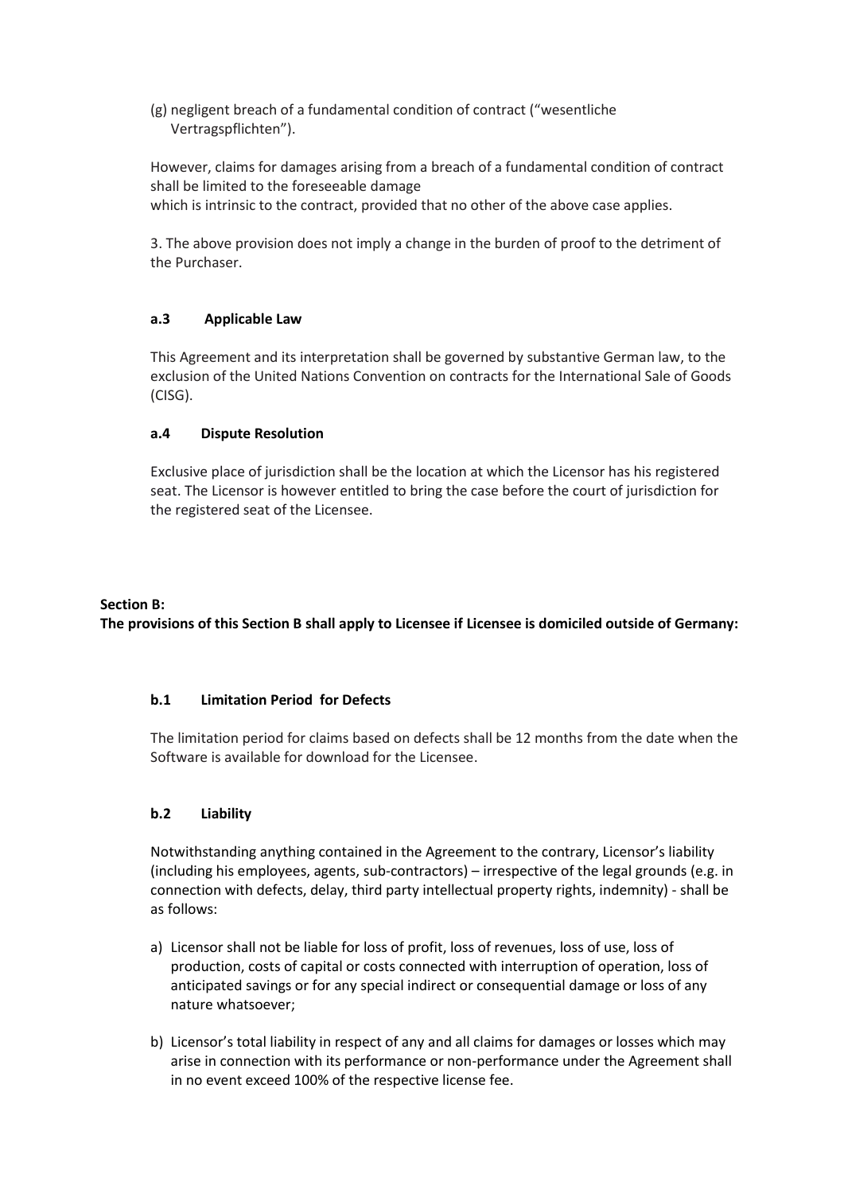(g) negligent breach of a fundamental condition of contract ("wesentliche Vertragspflichten").

However, claims for damages arising from a breach of a fundamental condition of contract shall be limited to the foreseeable damage
which is intrinsic to the contract, provided that no other of the above case applies.

3. The above provision does not imply a change in the burden of proof to the detriment of the Purchaser.

### a.3 Applicable Law

This Agreement and its interpretation shall be governed by substantive German law, to the exclusion of the United Nations Convention on contracts for the International Sale of Goods (CISG).

### a.4 Dispute Resolution

Exclusive place of jurisdiction shall be the location at which the Licensor has his registered seat. The Licensor is however entitled to bring the case before the court of jurisdiction for the registered seat of the Licensee.

## Section B:
**The provisions of this Section B shall apply to Licensee if Licensee is domiciled outside of Germany:**

### b.1 Limitation Period for Defects

The limitation period for claims based on defects shall be 12 months from the date when the Software is available for download for the Licensee.

### b.2 Liability

Notwithstanding anything contained in the Agreement to the contrary, Licensor's liability (including his employees, agents, sub-contractors) – irrespective of the legal grounds (e.g. in connection with defects, delay, third party intellectual property rights, indemnity) - shall be as follows:

a) Licensor shall not be liable for loss of profit, loss of revenues, loss of use, loss of production, costs of capital or costs connected with interruption of operation, loss of anticipated savings or for any special indirect or consequential damage or loss of any nature whatsoever;

b) Licensor's total liability in respect of any and all claims for damages or losses which may arise in connection with its performance or non-performance under the Agreement shall in no event exceed 100% of the respective license fee.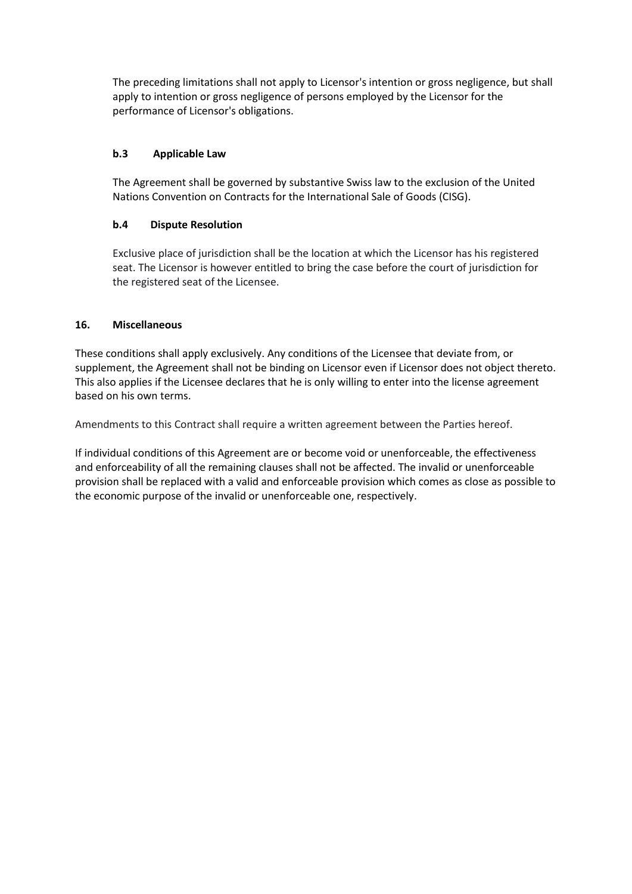The preceding limitations shall not apply to Licensor's intention or gross negligence, but shall apply to intention or gross negligence of persons employed by the Licensor for the performance of Licensor's obligations.

**b.3 Applicable Law**

The Agreement shall be governed by substantive Swiss law to the exclusion of the United Nations Convention on Contracts for the International Sale of Goods (CISG).

**b.4 Dispute Resolution**

Exclusive place of jurisdiction shall be the location at which the Licensor has his registered seat. The Licensor is however entitled to bring the case before the court of jurisdiction for the registered seat of the Licensee.

## 16. Miscellaneous

These conditions shall apply exclusively. Any conditions of the Licensee that deviate from, or supplement, the Agreement shall not be binding on Licensor even if Licensor does not object thereto. This also applies if the Licensee declares that he is only willing to enter into the license agreement based on his own terms.

Amendments to this Contract shall require a written agreement between the Parties hereof.

If individual conditions of this Agreement are or become void or unenforceable, the effectiveness and enforceability of all the remaining clauses shall not be affected. The invalid or unenforceable provision shall be replaced with a valid and enforceable provision which comes as close as possible to the economic purpose of the invalid or unenforceable one, respectively.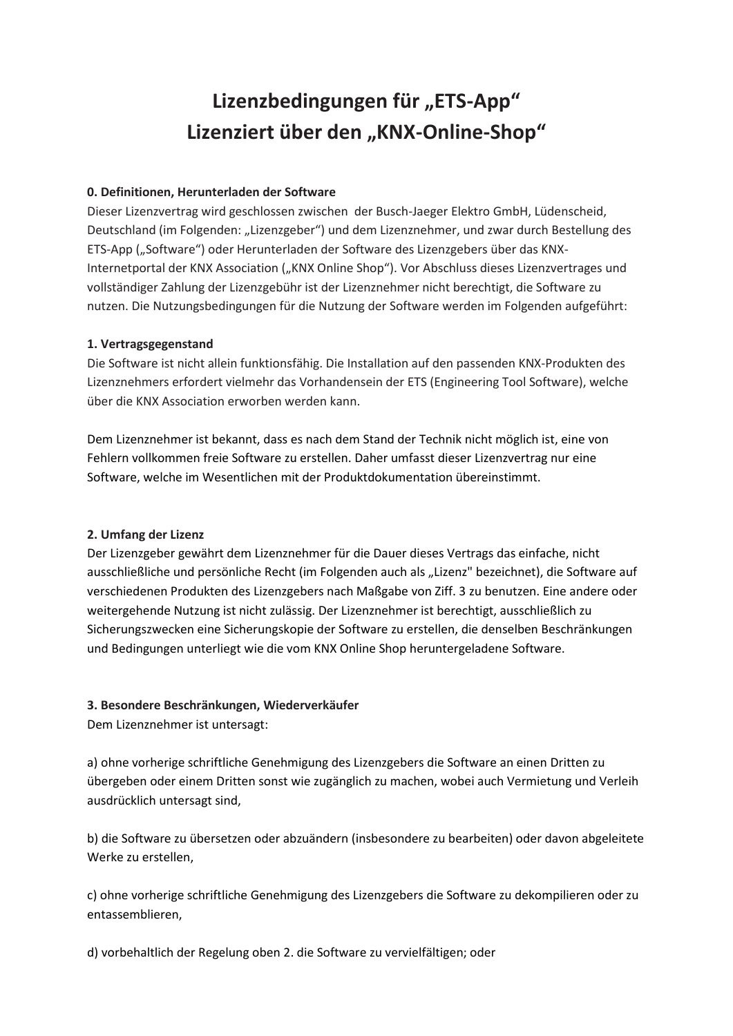# Lizenzbedingungen für „ETS-App“
# Lizenziert über den „KNX-Online-Shop“

**0. Definitionen, Herunterladen der Software**

Dieser Lizenzvertrag wird geschlossen zwischen der Busch-Jaeger Elektro GmbH, Lüdenscheid, Deutschland (im Folgenden: „Lizenzgeber“) und dem Lizenznehmer, und zwar durch Bestellung des ETS-App („Software“) oder Herunterladen der Software des Lizenzgebers über das KNX-Internetportal der KNX Association („KNX Online Shop“). Vor Abschluss dieses Lizenzvertrages und vollständiger Zahlung der Lizenzgebühr ist der Lizenznehmer nicht berechtigt, die Software zu nutzen. Die Nutzungsbedingungen für die Nutzung der Software werden im Folgenden aufgeführt:

**1. Vertragsgegenstand**

Die Software ist nicht allein funktionsfähig. Die Installation auf den passenden KNX-Produkten des Lizenznehmers erfordert vielmehr das Vorhandensein der ETS (Engineering Tool Software), welche über die KNX Association erworben werden kann.

Dem Lizenznehmer ist bekannt, dass es nach dem Stand der Technik nicht möglich ist, eine von Fehlern vollkommen freie Software zu erstellen. Daher umfasst dieser Lizenzvertrag nur eine Software, welche im Wesentlichen mit der Produktdokumentation übereinstimmt.

**2. Umfang der Lizenz**

Der Lizenzgeber gewährt dem Lizenznehmer für die Dauer dieses Vertrags das einfache, nicht ausschließliche und persönliche Recht (im Folgenden auch als „Lizenz" bezeichnet), die Software auf verschiedenen Produkten des Lizenzgebers nach Maßgabe von Ziff. 3 zu benutzen. Eine andere oder weitergehende Nutzung ist nicht zulässig. Der Lizenznehmer ist berechtigt, ausschließlich zu Sicherungszwecken eine Sicherungskopie der Software zu erstellen, die denselben Beschränkungen und Bedingungen unterliegt wie die vom KNX Online Shop heruntergeladene Software.

**3. Besondere Beschränkungen, Wiederverkäufer**

Dem Lizenznehmer ist untersagt:

a) ohne vorherige schriftliche Genehmigung des Lizenzgebers die Software an einen Dritten zu übergeben oder einem Dritten sonst wie zugänglich zu machen, wobei auch Vermietung und Verleih ausdrücklich untersagt sind,

b) die Software zu übersetzen oder abzuändern (insbesondere zu bearbeiten) oder davon abgeleitete Werke zu erstellen,

c) ohne vorherige schriftliche Genehmigung des Lizenzgebers die Software zu dekompilieren oder zu entassemblieren,

d) vorbehaltlich der Regelung oben 2. die Software zu vervielfältigen; oder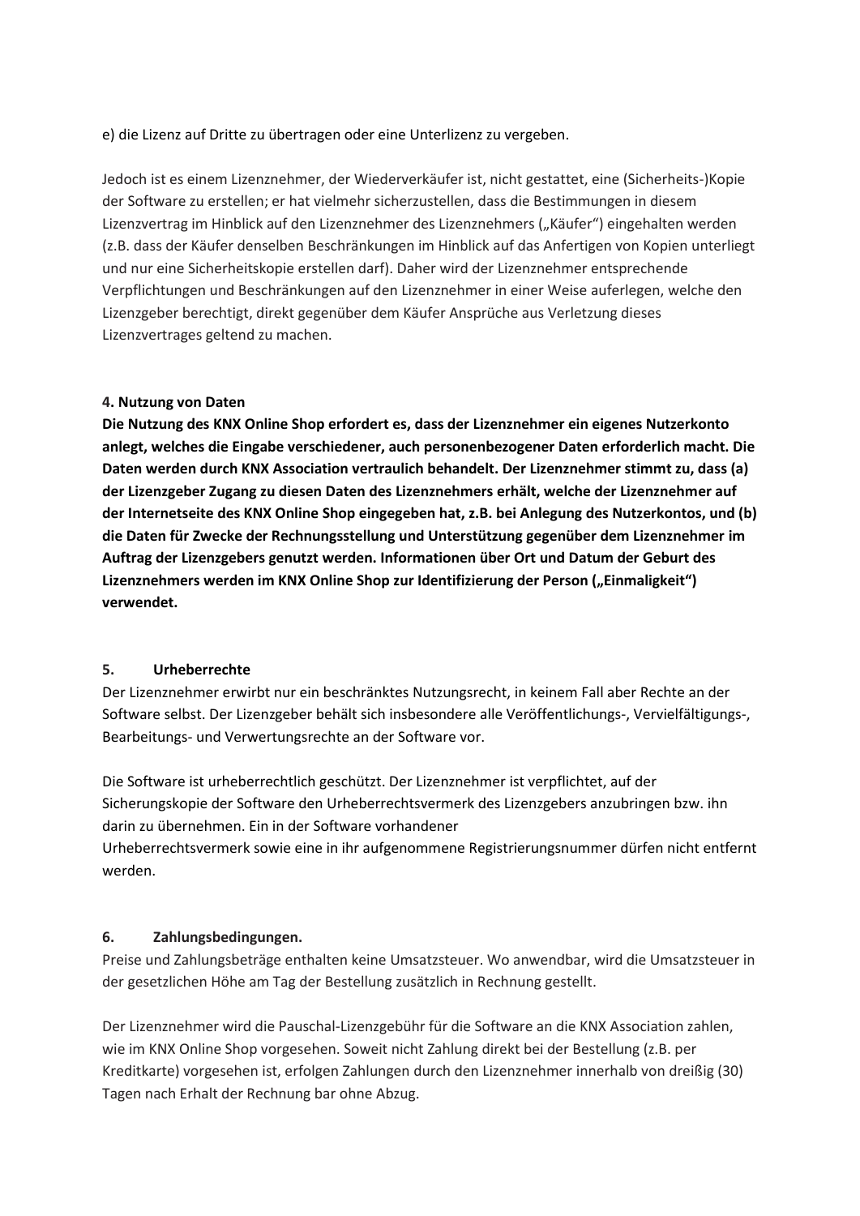e) die Lizenz auf Dritte zu übertragen oder eine Unterlizenz zu vergeben.

Jedoch ist es einem Lizenznehmer, der Wiederverkäufer ist, nicht gestattet, eine (Sicherheits-)Kopie der Software zu erstellen; er hat vielmehr sicherzustellen, dass die Bestimmungen in diesem Lizenzvertrag im Hinblick auf den Lizenznehmer des Lizenznehmers („Käufer") eingehalten werden (z.B. dass der Käufer denselben Beschränkungen im Hinblick auf das Anfertigen von Kopien unterliegt und nur eine Sicherheitskopie erstellen darf). Daher wird der Lizenznehmer entsprechende Verpflichtungen und Beschränkungen auf den Lizenznehmer in einer Weise auferlegen, welche den Lizenzgeber berechtigt, direkt gegenüber dem Käufer Ansprüche aus Verletzung dieses Lizenzvertrages geltend zu machen.

**4. Nutzung von Daten**

**Die Nutzung des KNX Online Shop erfordert es, dass der Lizenznehmer ein eigenes Nutzerkonto anlegt, welches die Eingabe verschiedener, auch personenbezogener Daten erforderlich macht. Die Daten werden durch KNX Association vertraulich behandelt. Der Lizenznehmer stimmt zu, dass (a) der Lizenzgeber Zugang zu diesen Daten des Lizenznehmers erhält, welche der Lizenznehmer auf der Internetseite des KNX Online Shop eingegeben hat, z.B. bei Anlegung des Nutzerkontos, und (b) die Daten für Zwecke der Rechnungsstellung und Unterstützung gegenüber dem Lizenznehmer im Auftrag der Lizenzgebers genutzt werden. Informationen über Ort und Datum der Geburt des Lizenznehmers werden im KNX Online Shop zur Identifizierung der Person („Einmaligkeit") verwendet.**

**5. Urheberrechte**

Der Lizenznehmer erwirbt nur ein beschränktes Nutzungsrecht, in keinem Fall aber Rechte an der Software selbst. Der Lizenzgeber behält sich insbesondere alle Veröffentlichungs-, Vervielfältigungs-, Bearbeitungs- und Verwertungsrechte an der Software vor.

Die Software ist urheberrechtlich geschützt. Der Lizenznehmer ist verpflichtet, auf der Sicherungskopie der Software den Urheberrechtsvermerk des Lizenzgebers anzubringen bzw. ihn darin zu übernehmen. Ein in der Software vorhandener Urheberrechtsvermerk sowie eine in ihr aufgenommene Registrierungsnummer dürfen nicht entfernt werden.

**6. Zahlungsbedingungen.**

Preise und Zahlungsbeträge enthalten keine Umsatzsteuer. Wo anwendbar, wird die Umsatzsteuer in der gesetzlichen Höhe am Tag der Bestellung zusätzlich in Rechnung gestellt.

Der Lizenznehmer wird die Pauschal-Lizenzgebühr für die Software an die KNX Association zahlen, wie im KNX Online Shop vorgesehen. Soweit nicht Zahlung direkt bei der Bestellung (z.B. per Kreditkarte) vorgesehen ist, erfolgen Zahlungen durch den Lizenznehmer innerhalb von dreißig (30) Tagen nach Erhalt der Rechnung bar ohne Abzug.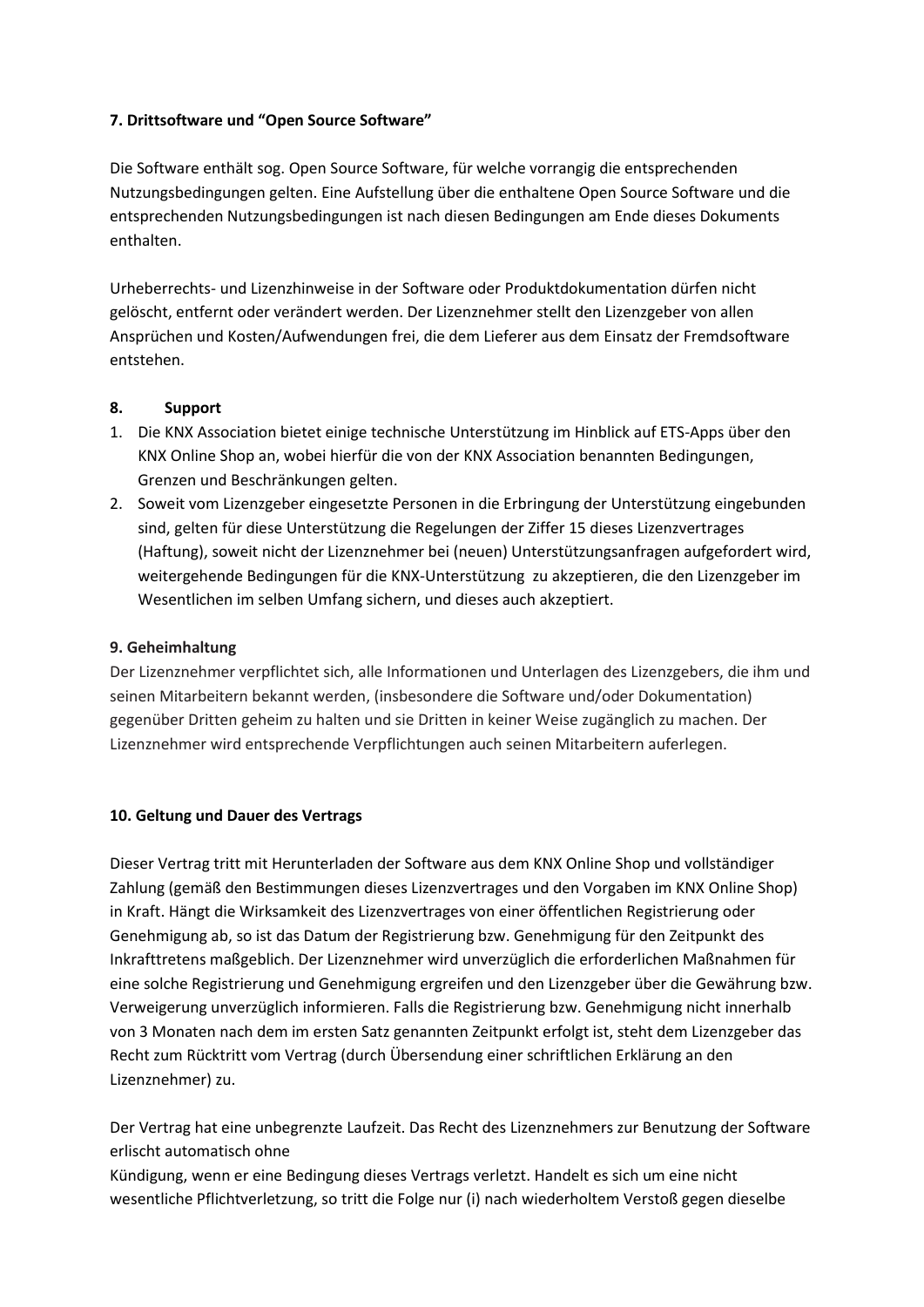**7. Drittsoftware und “Open Source Software”**

Die Software enthält sog. Open Source Software, für welche vorrangig die entsprechenden Nutzungsbedingungen gelten. Eine Aufstellung über die enthaltene Open Source Software und die entsprechenden Nutzungsbedingungen ist nach diesen Bedingungen am Ende dieses Dokuments enthalten.

Urheberrechts- und Lizenzhinweise in der Software oder Produktdokumentation dürfen nicht gelöscht, entfernt oder verändert werden. Der Lizenznehmer stellt den Lizenzgeber von allen Ansprüchen und Kosten/Aufwendungen frei, die dem Lieferer aus dem Einsatz der Fremdsoftware entstehen.

**8. Support**

1. Die KNX Association bietet einige technische Unterstützung im Hinblick auf ETS-Apps über den KNX Online Shop an, wobei hierfür die von der KNX Association benannten Bedingungen, Grenzen und Beschränkungen gelten.
2. Soweit vom Lizenzgeber eingesetzte Personen in die Erbringung der Unterstützung eingebunden sind, gelten für diese Unterstützung die Regelungen der Ziffer 15 dieses Lizenzvertrages (Haftung), soweit nicht der Lizenznehmer bei (neuen) Unterstützungsanfragen aufgefordert wird, weitergehende Bedingungen für die KNX-Unterstützung zu akzeptieren, die den Lizenzgeber im Wesentlichen im selben Umfang sichern, und dieses auch akzeptiert.

**9. Geheimhaltung**

Der Lizenznehmer verpflichtet sich, alle Informationen und Unterlagen des Lizenzgebers, die ihm und seinen Mitarbeitern bekannt werden, (insbesondere die Software und/oder Dokumentation) gegenüber Dritten geheim zu halten und sie Dritten in keiner Weise zugänglich zu machen. Der Lizenznehmer wird entsprechende Verpflichtungen auch seinen Mitarbeitern auferlegen.

**10. Geltung und Dauer des Vertrags**

Dieser Vertrag tritt mit Herunterladen der Software aus dem KNX Online Shop und vollständiger Zahlung (gemäß den Bestimmungen dieses Lizenzvertrages und den Vorgaben im KNX Online Shop) in Kraft. Hängt die Wirksamkeit des Lizenzvertrages von einer öffentlichen Registrierung oder Genehmigung ab, so ist das Datum der Registrierung bzw. Genehmigung für den Zeitpunkt des Inkrafttretens maßgeblich. Der Lizenznehmer wird unverzüglich die erforderlichen Maßnahmen für eine solche Registrierung und Genehmigung ergreifen und den Lizenzgeber über die Gewährung bzw. Verweigerung unverzüglich informieren. Falls die Registrierung bzw. Genehmigung nicht innerhalb von 3 Monaten nach dem im ersten Satz genannten Zeitpunkt erfolgt ist, steht dem Lizenzgeber das Recht zum Rücktritt vom Vertrag (durch Übersendung einer schriftlichen Erklärung an den Lizenznehmer) zu.

Der Vertrag hat eine unbegrenzte Laufzeit. Das Recht des Lizenznehmers zur Benutzung der Software erlischt automatisch ohne
Kündigung, wenn er eine Bedingung dieses Vertrags verletzt. Handelt es sich um eine nicht wesentliche Pflichtverletzung, so tritt die Folge nur (i) nach wiederholtem Verstoß gegen dieselbe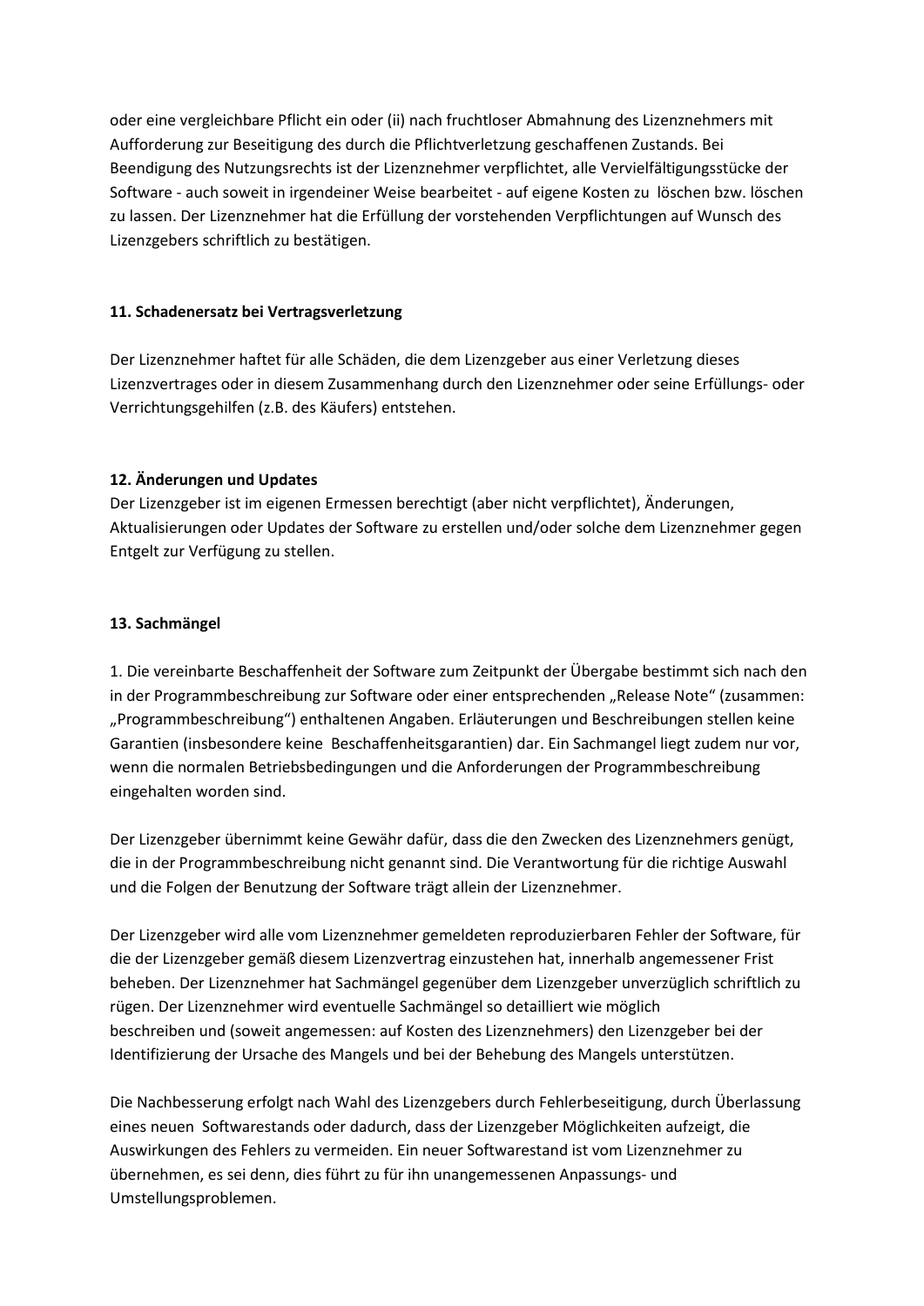oder eine vergleichbare Pflicht ein oder (ii) nach fruchtloser Abmahnung des Lizenznehmers mit Aufforderung zur Beseitigung des durch die Pflichtverletzung geschaffenen Zustands. Bei Beendigung des Nutzungsrechts ist der Lizenznehmer verpflichtet, alle Vervielfältigungsstücke der Software - auch soweit in irgendeiner Weise bearbeitet - auf eigene Kosten zu löschen bzw. löschen zu lassen. Der Lizenznehmer hat die Erfüllung der vorstehenden Verpflichtungen auf Wunsch des Lizenzgebers schriftlich zu bestätigen.

**11. Schadenersatz bei Vertragsverletzung**

Der Lizenznehmer haftet für alle Schäden, die dem Lizenzgeber aus einer Verletzung dieses Lizenzvertrages oder in diesem Zusammenhang durch den Lizenznehmer oder seine Erfüllungs- oder Verrichtungsgehilfen (z.B. des Käufers) entstehen.

**12. Änderungen und Updates**

Der Lizenzgeber ist im eigenen Ermessen berechtigt (aber nicht verpflichtet), Änderungen, Aktualisierungen oder Updates der Software zu erstellen und/oder solche dem Lizenznehmer gegen Entgelt zur Verfügung zu stellen.

**13. Sachmängel**

1. Die vereinbarte Beschaffenheit der Software zum Zeitpunkt der Übergabe bestimmt sich nach den in der Programmbeschreibung zur Software oder einer entsprechenden „Release Note" (zusammen: „Programmbeschreibung") enthaltenen Angaben. Erläuterungen und Beschreibungen stellen keine Garantien (insbesondere keine Beschaffenheitsgarantien) dar. Ein Sachmangel liegt zudem nur vor, wenn die normalen Betriebsbedingungen und die Anforderungen der Programmbeschreibung eingehalten worden sind.

Der Lizenzgeber übernimmt keine Gewähr dafür, dass die den Zwecken des Lizenznehmers genügt, die in der Programmbeschreibung nicht genannt sind. Die Verantwortung für die richtige Auswahl und die Folgen der Benutzung der Software trägt allein der Lizenznehmer.

Der Lizenzgeber wird alle vom Lizenznehmer gemeldeten reproduzierbaren Fehler der Software, für die der Lizenzgeber gemäß diesem Lizenzvertrag einzustehen hat, innerhalb angemessener Frist beheben. Der Lizenznehmer hat Sachmängel gegenüber dem Lizenzgeber unverzüglich schriftlich zu rügen. Der Lizenznehmer wird eventuelle Sachmängel so detailliert wie möglich beschreiben und (soweit angemessen: auf Kosten des Lizenznehmers) den Lizenzgeber bei der Identifizierung der Ursache des Mangels und bei der Behebung des Mangels unterstützen.

Die Nachbesserung erfolgt nach Wahl des Lizenzgebers durch Fehlerbeseitigung, durch Überlassung eines neuen Softwarestands oder dadurch, dass der Lizenzgeber Möglichkeiten aufzeigt, die Auswirkungen des Fehlers zu vermeiden. Ein neuer Softwarestand ist vom Lizenznehmer zu übernehmen, es sei denn, dies führt zu für ihn unangemessenen Anpassungs- und Umstellungsproblemen.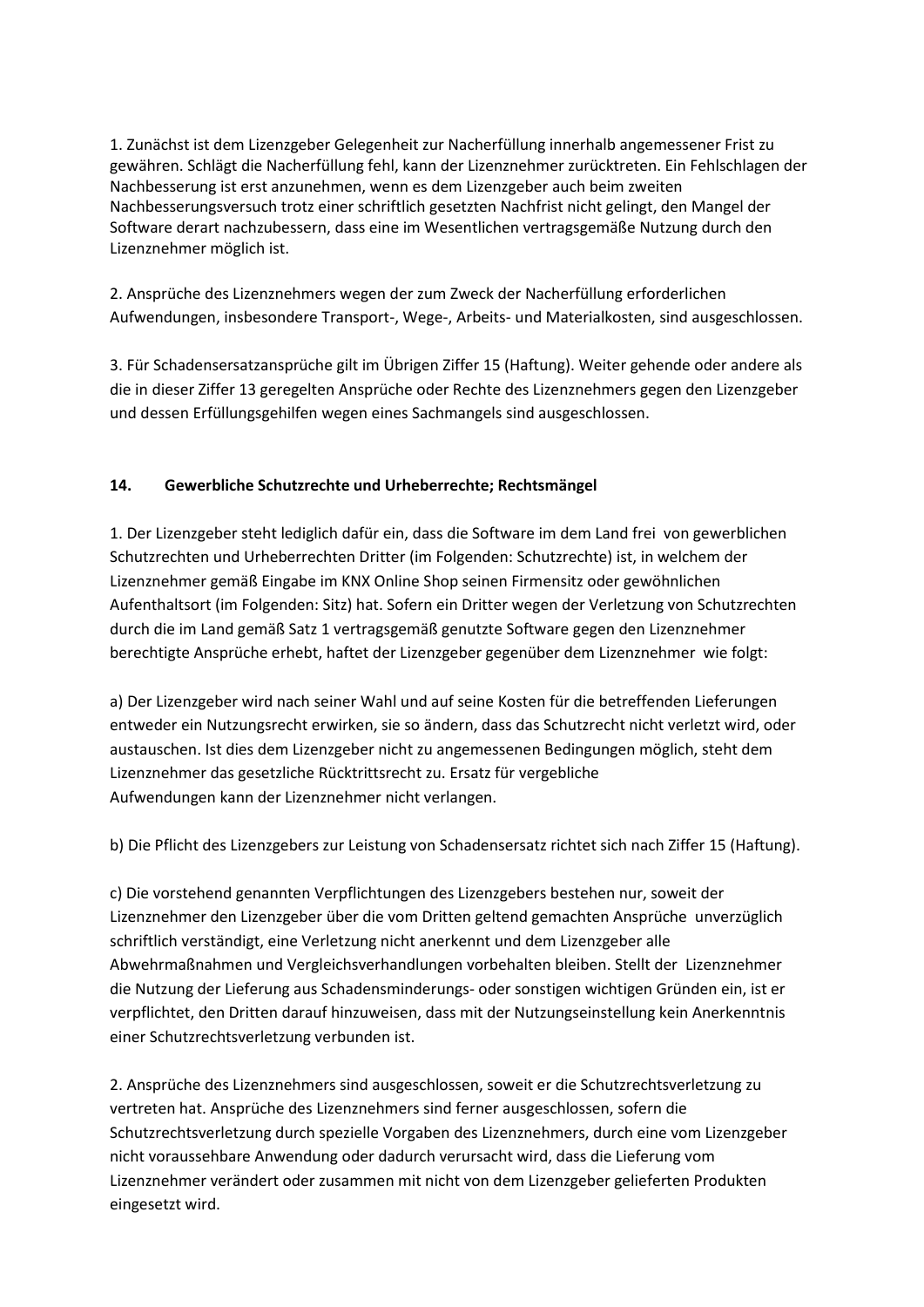1. Zunächst ist dem Lizenzgeber Gelegenheit zur Nacherfüllung innerhalb angemessener Frist zu gewähren. Schlägt die Nacherfüllung fehl, kann der Lizenznehmer zurücktreten. Ein Fehlschlagen der Nachbesserung ist erst anzunehmen, wenn es dem Lizenzgeber auch beim zweiten Nachbesserungsversuch trotz einer schriftlich gesetzten Nachfrist nicht gelingt, den Mangel der Software derart nachzubessern, dass eine im Wesentlichen vertragsgemäße Nutzung durch den Lizenznehmer möglich ist.

2. Ansprüche des Lizenznehmers wegen der zum Zweck der Nacherfüllung erforderlichen Aufwendungen, insbesondere Transport-, Wege-, Arbeits- und Materialkosten, sind ausgeschlossen.

3. Für Schadensersatzansprüche gilt im Übrigen Ziffer 15 (Haftung). Weiter gehende oder andere als die in dieser Ziffer 13 geregelten Ansprüche oder Rechte des Lizenznehmers gegen den Lizenzgeber und dessen Erfüllungsgehilfen wegen eines Sachmangels sind ausgeschlossen.

## 14. Gewerbliche Schutzrechte und Urheberrechte; Rechtsmängel

1. Der Lizenzgeber steht lediglich dafür ein, dass die Software im dem Land frei von gewerblichen Schutzrechten und Urheberrechten Dritter (im Folgenden: Schutzrechte) ist, in welchem der Lizenznehmer gemäß Eingabe im KNX Online Shop seinen Firmensitz oder gewöhnlichen Aufenthaltsort (im Folgenden: Sitz) hat. Sofern ein Dritter wegen der Verletzung von Schutzrechten durch die im Land gemäß Satz 1 vertragsgemäß genutzte Software gegen den Lizenznehmer berechtigte Ansprüche erhebt, haftet der Lizenzgeber gegenüber dem Lizenznehmer wie folgt:

a) Der Lizenzgeber wird nach seiner Wahl und auf seine Kosten für die betreffenden Lieferungen entweder ein Nutzungsrecht erwirken, sie so ändern, dass das Schutzrecht nicht verletzt wird, oder austauschen. Ist dies dem Lizenzgeber nicht zu angemessenen Bedingungen möglich, steht dem Lizenznehmer das gesetzliche Rücktrittsrecht zu. Ersatz für vergebliche Aufwendungen kann der Lizenznehmer nicht verlangen.

b) Die Pflicht des Lizenzgebers zur Leistung von Schadensersatz richtet sich nach Ziffer 15 (Haftung).

c) Die vorstehend genannten Verpflichtungen des Lizenzgebers bestehen nur, soweit der Lizenznehmer den Lizenzgeber über die vom Dritten geltend gemachten Ansprüche unverzüglich schriftlich verständigt, eine Verletzung nicht anerkennt und dem Lizenzgeber alle Abwehrmaßnahmen und Vergleichsverhandlungen vorbehalten bleiben. Stellt der Lizenznehmer die Nutzung der Lieferung aus Schadensminderungs- oder sonstigen wichtigen Gründen ein, ist er verpflichtet, den Dritten darauf hinzuweisen, dass mit der Nutzungseinstellung kein Anerkenntnis einer Schutzrechtsverletzung verbunden ist.

2. Ansprüche des Lizenznehmers sind ausgeschlossen, soweit er die Schutzrechtsverletzung zu vertreten hat. Ansprüche des Lizenznehmers sind ferner ausgeschlossen, sofern die Schutzrechtsverletzung durch spezielle Vorgaben des Lizenznehmers, durch eine vom Lizenzgeber nicht voraussehbare Anwendung oder dadurch verursacht wird, dass die Lieferung vom Lizenznehmer verändert oder zusammen mit nicht von dem Lizenzgeber gelieferten Produkten eingesetzt wird.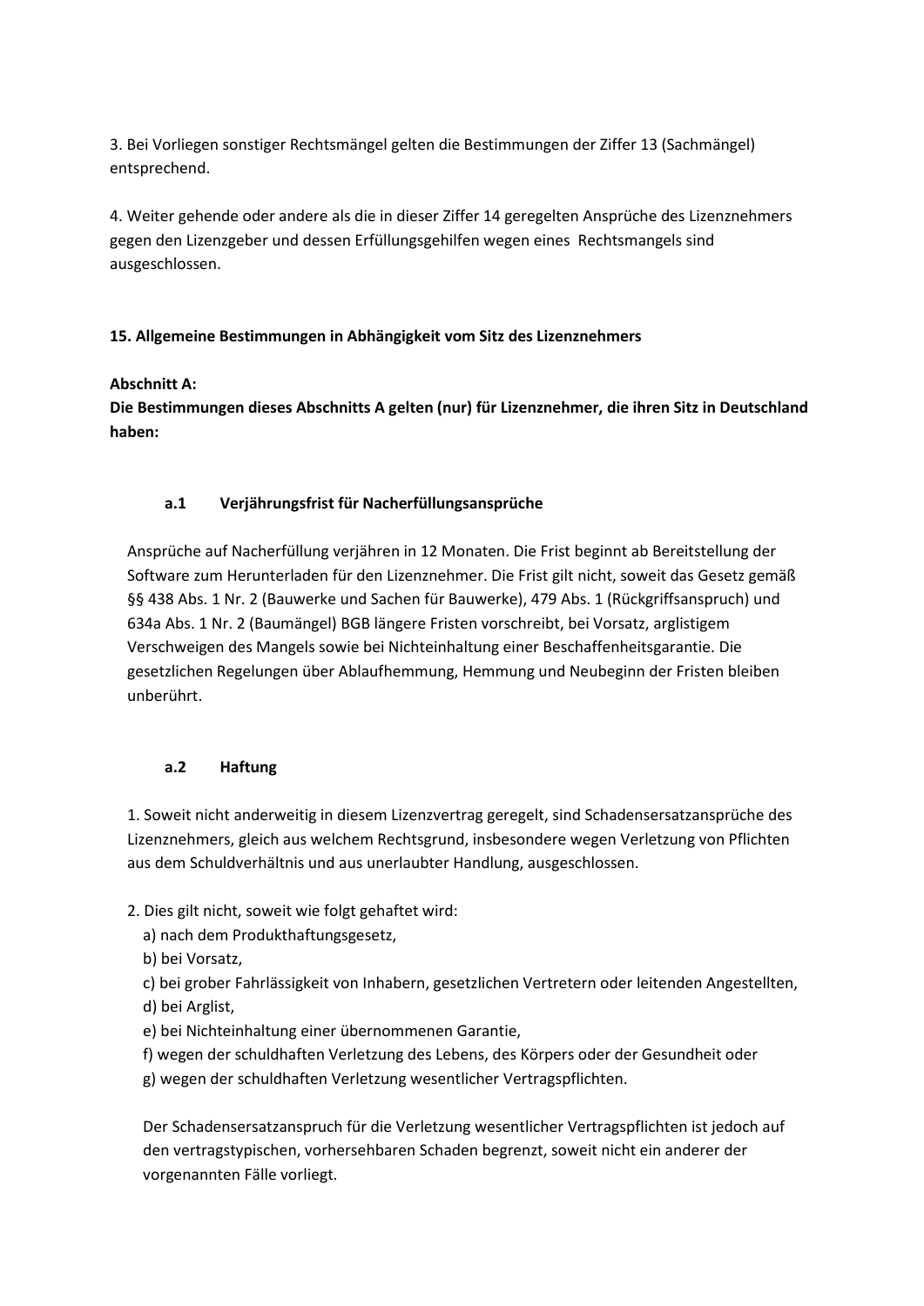3. Bei Vorliegen sonstiger Rechtsmängel gelten die Bestimmungen der Ziffer 13 (Sachmängel) entsprechend.

4. Weiter gehende oder andere als die in dieser Ziffer 14 geregelten Ansprüche des Lizenznehmers gegen den Lizenzgeber und dessen Erfüllungsgehilfen wegen eines Rechtsmangels sind ausgeschlossen.

## 15. Allgemeine Bestimmungen in Abhängigkeit vom Sitz des Lizenznehmers

**Abschnitt A:**
**Die Bestimmungen dieses Abschnitts A gelten (nur) für Lizenznehmer, die ihren Sitz in Deutschland haben:**

### a.1 Verjährungsfrist für Nacherfüllungsansprüche

Ansprüche auf Nacherfüllung verjähren in 12 Monaten. Die Frist beginnt ab Bereitstellung der Software zum Herunterladen für den Lizenznehmer. Die Frist gilt nicht, soweit das Gesetz gemäß §§ 438 Abs. 1 Nr. 2 (Bauwerke und Sachen für Bauwerke), 479 Abs. 1 (Rückgriffsanspruch) und 634a Abs. 1 Nr. 2 (Baumängel) BGB längere Fristen vorschreibt, bei Vorsatz, arglistigem Verschweigen des Mangels sowie bei Nichteinhaltung einer Beschaffenheitsgarantie. Die gesetzlichen Regelungen über Ablaufhemmung, Hemmung und Neubeginn der Fristen bleiben unberührt.

### a.2 Haftung

1. Soweit nicht anderweitig in diesem Lizenzvertrag geregelt, sind Schadensersatzansprüche des Lizenznehmers, gleich aus welchem Rechtsgrund, insbesondere wegen Verletzung von Pflichten aus dem Schuldverhältnis und aus unerlaubter Handlung, ausgeschlossen.

2. Dies gilt nicht, soweit wie folgt gehaftet wird:
   a) nach dem Produkthaftungsgesetz,
   b) bei Vorsatz,
   c) bei grober Fahrlässigkeit von Inhabern, gesetzlichen Vertretern oder leitenden Angestellten,
   d) bei Arglist,
   e) bei Nichteinhaltung einer übernommenen Garantie,
   f) wegen der schuldhaften Verletzung des Lebens, des Körpers oder der Gesundheit oder
   g) wegen der schuldhaften Verletzung wesentlicher Vertragspflichten.

   Der Schadensersatzanspruch für die Verletzung wesentlicher Vertragspflichten ist jedoch auf den vertragstypischen, vorhersehbaren Schaden begrenzt, soweit nicht ein anderer der vorgenannten Fälle vorliegt.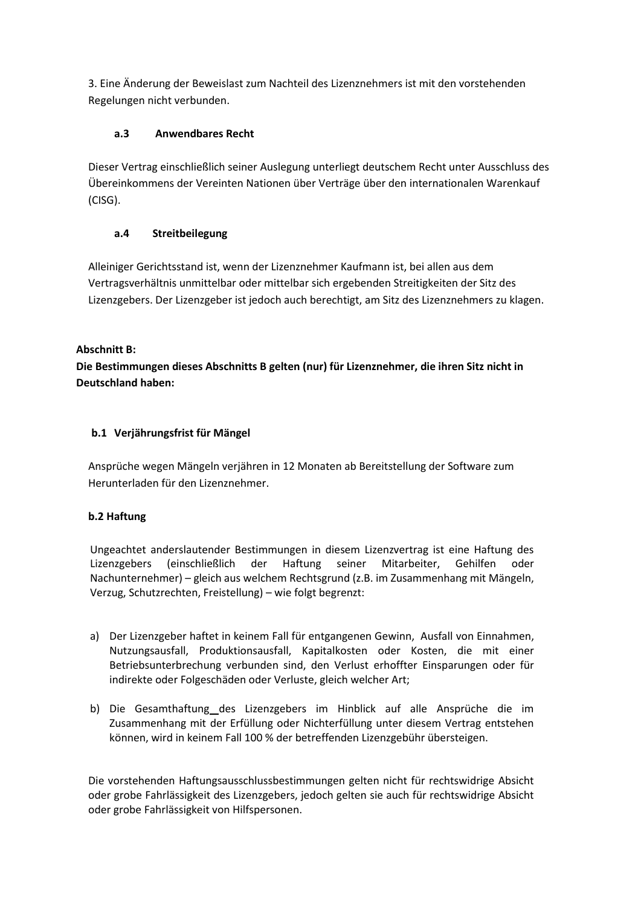3. Eine Änderung der Beweislast zum Nachteil des Lizenznehmers ist mit den vorstehenden Regelungen nicht verbunden.

### a.3 Anwendbares Recht

Dieser Vertrag einschließlich seiner Auslegung unterliegt deutschem Recht unter Ausschluss des Übereinkommens der Vereinten Nationen über Verträge über den internationalen Warenkauf (CISG).

### a.4 Streitbeilegung

Alleiniger Gerichtsstand ist, wenn der Lizenznehmer Kaufmann ist, bei allen aus dem Vertragsverhältnis unmittelbar oder mittelbar sich ergebenden Streitigkeiten der Sitz des Lizenzgebers. Der Lizenzgeber ist jedoch auch berechtigt, am Sitz des Lizenznehmers zu klagen.

## Abschnitt B:
**Die Bestimmungen dieses Abschnitts B gelten (nur) für Lizenznehmer, die ihren Sitz nicht in Deutschland haben:**

### b.1 Verjährungsfrist für Mängel

Ansprüche wegen Mängeln verjähren in 12 Monaten ab Bereitstellung der Software zum Herunterladen für den Lizenznehmer.

### b.2 Haftung

Ungeachtet anderslautender Bestimmungen in diesem Lizenzvertrag ist eine Haftung des Lizenzgebers (einschließlich der Haftung seiner Mitarbeiter, Gehilfen oder Nachunternehmer) – gleich aus welchem Rechtsgrund (z.B. im Zusammenhang mit Mängeln, Verzug, Schutzrechten, Freistellung) – wie folgt begrenzt:

a) Der Lizenzgeber haftet in keinem Fall für entgangenen Gewinn, Ausfall von Einnahmen, Nutzungsausfall, Produktionsausfall, Kapitalkosten oder Kosten, die mit einer Betriebsunterbrechung verbunden sind, den Verlust erhoffter Einsparungen oder für indirekte oder Folgeschäden oder Verluste, gleich welcher Art;

b) Die Gesamthaftung des Lizenzgebers im Hinblick auf alle Ansprüche die im Zusammenhang mit der Erfüllung oder Nichterfüllung unter diesem Vertrag entstehen können, wird in keinem Fall 100 % der betreffenden Lizenzgebühr übersteigen.

Die vorstehenden Haftungsausschlussbestimmungen gelten nicht für rechtswidrige Absicht oder grobe Fahrlässigkeit des Lizenzgebers, jedoch gelten sie auch für rechtswidrige Absicht oder grobe Fahrlässigkeit von Hilfspersonen.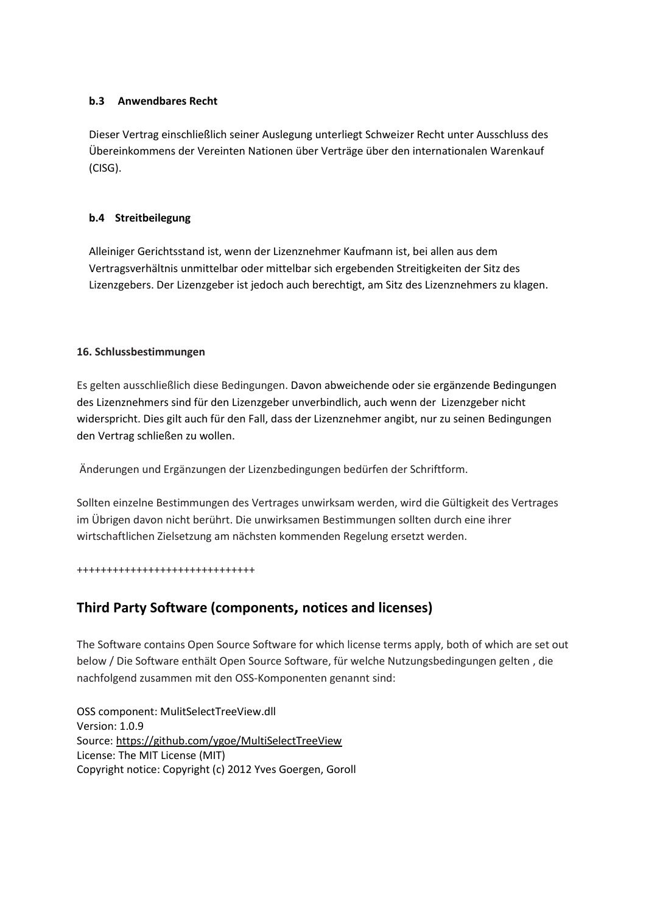**b.3 Anwendbares Recht**

Dieser Vertrag einschließlich seiner Auslegung unterliegt Schweizer Recht unter Ausschluss des Übereinkommens der Vereinten Nationen über Verträge über den internationalen Warenkauf (CISG).

**b.4 Streitbeilegung**

Alleiniger Gerichtsstand ist, wenn der Lizenznehmer Kaufmann ist, bei allen aus dem Vertragsverhältnis unmittelbar oder mittelbar sich ergebenden Streitigkeiten der Sitz des Lizenzgebers. Der Lizenzgeber ist jedoch auch berechtigt, am Sitz des Lizenznehmers zu klagen.

**16. Schlussbestimmungen**

Es gelten ausschließlich diese Bedingungen. Davon abweichende oder sie ergänzende Bedingungen des Lizenznehmers sind für den Lizenzgeber unverbindlich, auch wenn der Lizenzgeber nicht widerspricht. Dies gilt auch für den Fall, dass der Lizenznehmer angibt, nur zu seinen Bedingungen den Vertrag schließen zu wollen.

Änderungen und Ergänzungen der Lizenzbedingungen bedürfen der Schriftform.

Sollten einzelne Bestimmungen des Vertrages unwirksam werden, wird die Gültigkeit des Vertrages im Übrigen davon nicht berührt. Die unwirksamen Bestimmungen sollten durch eine ihrer wirtschaftlichen Zielsetzung am nächsten kommenden Regelung ersetzt werden.

++++++++++++++++++++++++++++++

## Third Party Software (components, notices and licenses)

The Software contains Open Source Software for which license terms apply, both of which are set out below / Die Software enthält Open Source Software, für welche Nutzungsbedingungen gelten , die nachfolgend zusammen mit den OSS-Komponenten genannt sind:

OSS component: MulitSelectTreeView.dll
Version: 1.0.9
Source: https://github.com/ygoe/MultiSelectTreeView
License: The MIT License (MIT)
Copyright notice: Copyright (c) 2012 Yves Goergen, Goroll